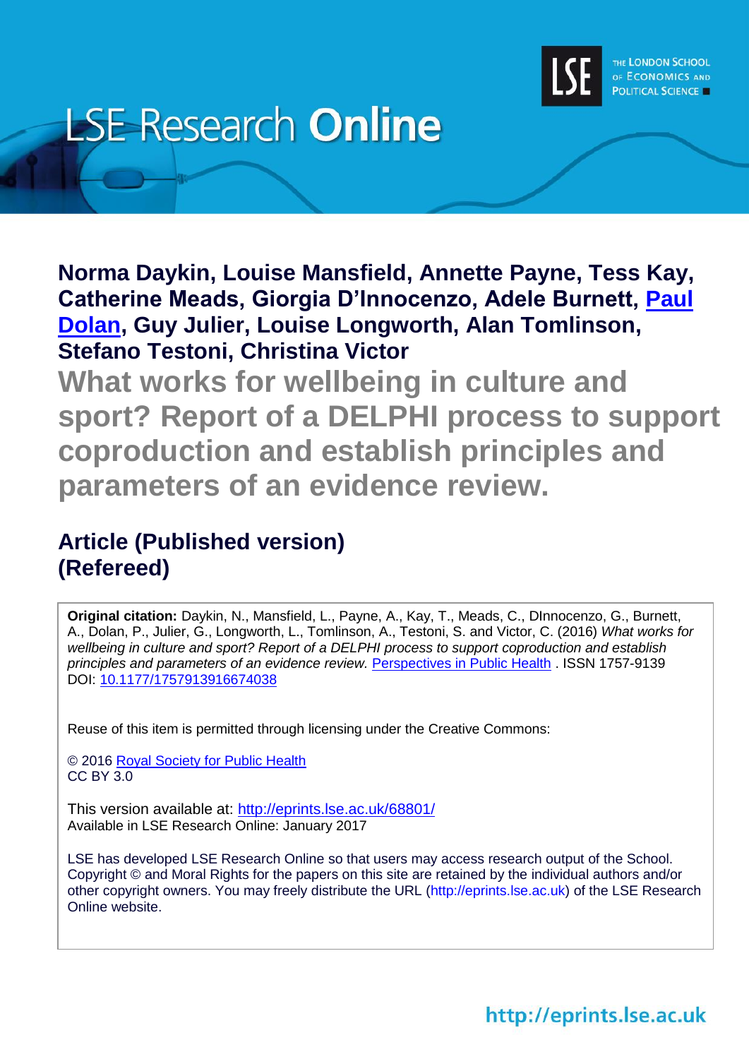LSE Research **Online**

THE LONDON SCHOOL OF ECONOMICS AND POLITICAL SCIENCE

**Norma Daykin, Louise Mansfield, Annette Payne, Tess Kay, Catherine Meads, Giorgia D'Innocenzo, Adele Burnett, Paul Dolan, Guy Julier, Louise Longworth, Alan Tomlinson, Stefano Testoni, Christina Victor**

# What works for wellbeing in culture and sport? Report of a DELPHI process to support coproduction and establish principles and parameters of an evidence review.

## Article (Published version) (Refereed)

**Original citation:** Daykin, N., Mansfield, L., Payne, A., Kay, T., Meads, C., DInnocenzo, G., Burnett, A., Dolan, P., Julier, G., Longworth, L., Tomlinson, A., Testoni, S. and Victor, C. (2016) *What works for wellbeing in culture and sport? Report of a DELPHI process to support coproduction and establish principles and parameters of an evidence review.* Perspectives in Public Health . ISSN 1757-9139
DOI: 10.1177/1757913916674038

Reuse of this item is permitted through licensing under the Creative Commons:

© 2016 Royal Society for Public Health
CC BY 3.0

This version available at: http://eprints.lse.ac.uk/68801/
Available in LSE Research Online: January 2017

LSE has developed LSE Research Online so that users may access research output of the School. Copyright © and Moral Rights for the papers on this site are retained by the individual authors and/or other copyright owners. You may freely distribute the URL (http://eprints.lse.ac.uk) of the LSE Research Online website.

http://eprints.lse.ac.uk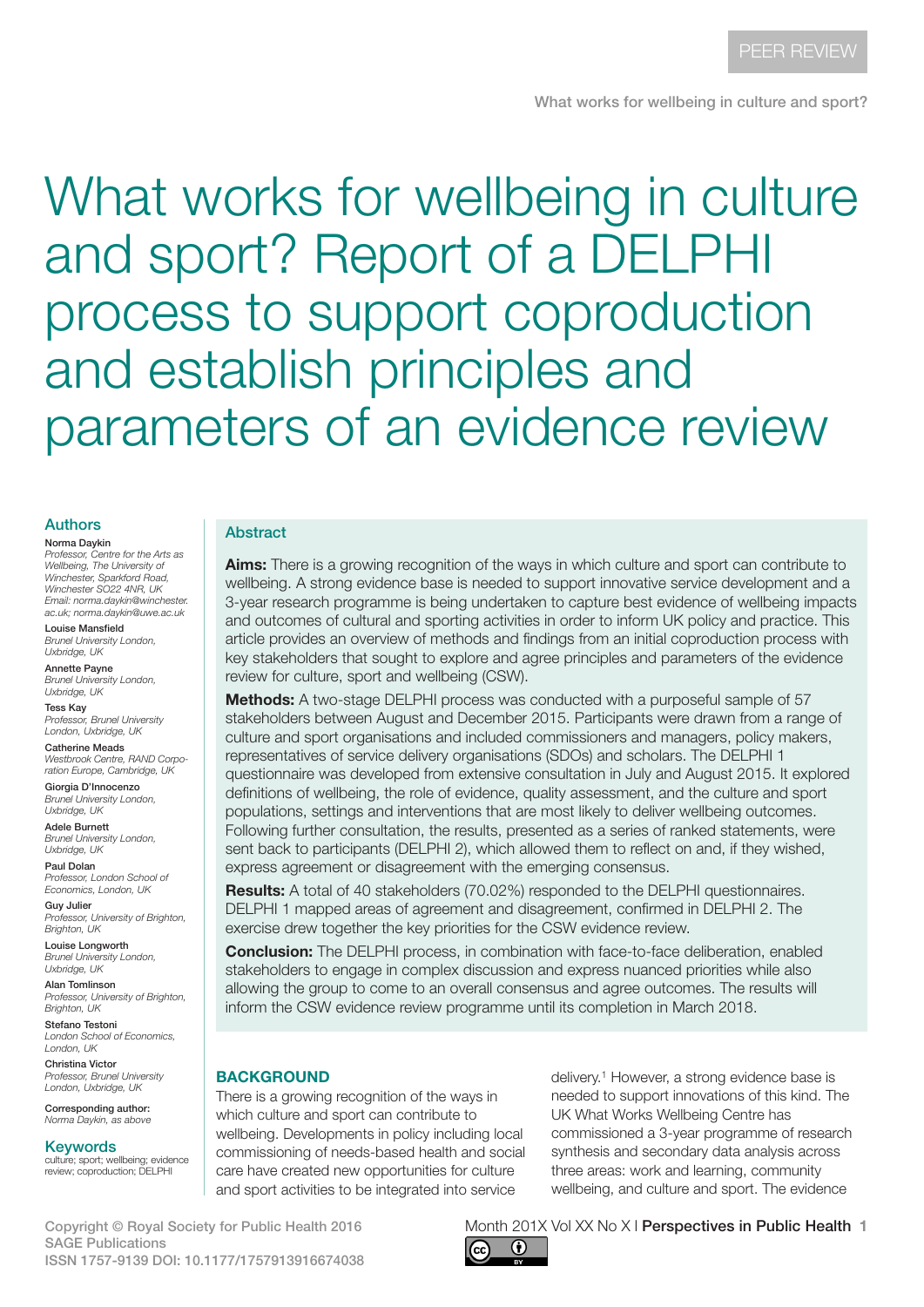# What works for wellbeing in culture and sport? Report of a DELPHI process to support coproduction and establish principles and parameters of an evidence review

## Authors

**Norma Daykin**
*Professor, Centre for the Arts as Wellbeing, The University of Winchester, Sparkford Road, Winchester SO22 4NR, UK*
*Email: norma.daykin@winchester.ac.uk; norma.daykin@uwe.ac.uk*

**Louise Mansfield**
*Brunel University London, Uxbridge, UK*

**Annette Payne**
*Brunel University London, Uxbridge, UK*

**Tess Kay**
*Professor, Brunel University London, Uxbridge, UK*

**Catherine Meads**
*Westbrook Centre, RAND Corporation Europe, Cambridge, UK*

**Giorgia D'Innocenzo**
*Brunel University London, Uxbridge, UK*

**Adele Burnett**
*Brunel University London, Uxbridge, UK*

**Paul Dolan**
*Professor, London School of Economics, London, UK*

**Guy Julier**
*Professor, University of Brighton, Brighton, UK*

**Louise Longworth**
*Brunel University London, Uxbridge, UK*

**Alan Tomlinson**
*Professor, University of Brighton, Brighton, UK*

**Stefano Testoni**
*London School of Economics, London, UK*

**Christina Victor**
*Professor, Brunel University London, Uxbridge, UK*

**Corresponding author:**
*Norma Daykin, as above*

## Keywords

culture; sport; wellbeing; evidence review; coproduction; DELPHI

## Abstract

**Aims:** There is a growing recognition of the ways in which culture and sport can contribute to wellbeing. A strong evidence base is needed to support innovative service development and a 3-year research programme is being undertaken to capture best evidence of wellbeing impacts and outcomes of cultural and sporting activities in order to inform UK policy and practice. This article provides an overview of methods and findings from an initial coproduction process with key stakeholders that sought to explore and agree principles and parameters of the evidence review for culture, sport and wellbeing (CSW).

**Methods:** A two-stage DELPHI process was conducted with a purposeful sample of 57 stakeholders between August and December 2015. Participants were drawn from a range of culture and sport organisations and included commissioners and managers, policy makers, representatives of service delivery organisations (SDOs) and scholars. The DELPHI 1 questionnaire was developed from extensive consultation in July and August 2015. It explored definitions of wellbeing, the role of evidence, quality assessment, and the culture and sport populations, settings and interventions that are most likely to deliver wellbeing outcomes. Following further consultation, the results, presented as a series of ranked statements, were sent back to participants (DELPHI 2), which allowed them to reflect on and, if they wished, express agreement or disagreement with the emerging consensus.

**Results:** A total of 40 stakeholders (70.02%) responded to the DELPHI questionnaires. DELPHI 1 mapped areas of agreement and disagreement, confirmed in DELPHI 2. The exercise drew together the key priorities for the CSW evidence review.

**Conclusion:** The DELPHI process, in combination with face-to-face deliberation, enabled stakeholders to engage in complex discussion and express nuanced priorities while also allowing the group to come to an overall consensus and agree outcomes. The results will inform the CSW evidence review programme until its completion in March 2018.

## BACKGROUND

There is a growing recognition of the ways in which culture and sport can contribute to wellbeing. Developments in policy including local commissioning of needs-based health and social care have created new opportunities for culture and sport activities to be integrated into service delivery.[1] However, a strong evidence base is needed to support innovations of this kind. The UK What Works Wellbeing Centre has commissioned a 3-year programme of research synthesis and secondary data analysis across three areas: work and learning, community wellbeing, and culture and sport. The evidence

Copyright © Royal Society for Public Health 2016
SAGE Publications
ISSN 1757-9139 DOI: 10.1177/1757913916674038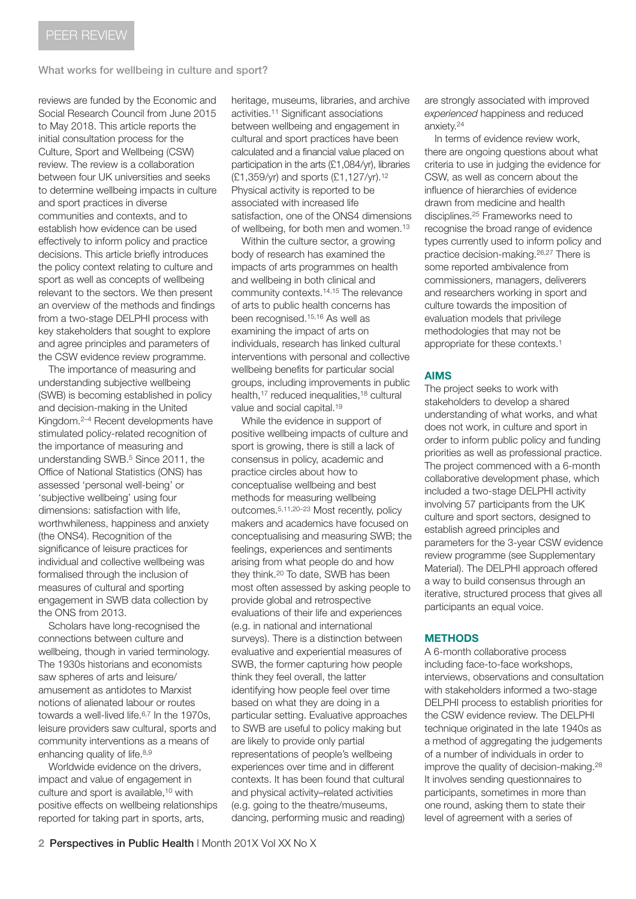reviews are funded by the Economic and Social Research Council from June 2015 to May 2018. This article reports the initial consultation process for the Culture, Sport and Wellbeing (CSW) review. The review is a collaboration between four UK universities and seeks to determine wellbeing impacts in culture and sport practices in diverse communities and contexts, and to establish how evidence can be used effectively to inform policy and practice decisions. This article briefly introduces the policy context relating to culture and sport as well as concepts of wellbeing relevant to the sectors. We then present an overview of the methods and findings from a two-stage DELPHI process with key stakeholders that sought to explore and agree principles and parameters of the CSW evidence review programme.

The importance of measuring and understanding subjective wellbeing (SWB) is becoming established in policy and decision-making in the United Kingdom.[2–4] Recent developments have stimulated policy-related recognition of the importance of measuring and understanding SWB.[5] Since 2011, the Office of National Statistics (ONS) has assessed 'personal well-being' or 'subjective wellbeing' using four dimensions: satisfaction with life, worthwhileness, happiness and anxiety (the ONS4). Recognition of the significance of leisure practices for individual and collective wellbeing was formalised through the inclusion of measures of cultural and sporting engagement in SWB data collection by the ONS from 2013.

Scholars have long-recognised the connections between culture and wellbeing, though in varied terminology. The 1930s historians and economists saw spheres of arts and leisure/amusement as antidotes to Marxist notions of alienated labour or routes towards a well-lived life.[6,7] In the 1970s, leisure providers saw cultural, sports and community interventions as a means of enhancing quality of life.[8,9]

Worldwide evidence on the drivers, impact and value of engagement in culture and sport is available,[10] with positive effects on wellbeing relationships reported for taking part in sports, arts, heritage, museums, libraries, and archive activities.[11] Significant associations between wellbeing and engagement in cultural and sport practices have been calculated and a financial value placed on participation in the arts (£1,084/yr), libraries (£1,359/yr) and sports (£1,127/yr).[12] Physical activity is reported to be associated with increased life satisfaction, one of the ONS4 dimensions of wellbeing, for both men and women.[13]

Within the culture sector, a growing body of research has examined the impacts of arts programmes on health and wellbeing in both clinical and community contexts.[14,15] The relevance of arts to public health concerns has been recognised.[15,16] As well as examining the impact of arts on individuals, research has linked cultural interventions with personal and collective wellbeing benefits for particular social groups, including improvements in public health,[17] reduced inequalities,[18] cultural value and social capital.[19]

While the evidence in support of positive wellbeing impacts of culture and sport is growing, there is still a lack of consensus in policy, academic and practice circles about how to conceptualise wellbeing and best methods for measuring wellbeing outcomes.[5,11,20–23] Most recently, policy makers and academics have focused on conceptualising and measuring SWB; the feelings, experiences and sentiments arising from what people do and how they think.[20] To date, SWB has been most often assessed by asking people to provide global and retrospective evaluations of their life and experiences (e.g. in national and international surveys). There is a distinction between evaluative and experiential measures of SWB, the former capturing how people think they feel overall, the latter identifying how people feel over time based on what they are doing in a particular setting. Evaluative approaches to SWB are useful to policy making but are likely to provide only partial representations of people's wellbeing experiences over time and in different contexts. It has been found that cultural and physical activity–related activities (e.g. going to the theatre/museums, dancing, performing music and reading) are strongly associated with improved *experienced* happiness and reduced anxiety.[24]

In terms of evidence review work, there are ongoing questions about what criteria to use in judging the evidence for CSW, as well as concern about the influence of hierarchies of evidence drawn from medicine and health disciplines.[25] Frameworks need to recognise the broad range of evidence types currently used to inform policy and practice decision-making.[26,27] There is some reported ambivalence from commissioners, managers, deliverers and researchers working in sport and culture towards the imposition of evaluation models that privilege methodologies that may not be appropriate for these contexts.[1]

## AIMS

The project seeks to work with stakeholders to develop a shared understanding of what works, and what does not work, in culture and sport in order to inform public policy and funding priorities as well as professional practice. The project commenced with a 6-month collaborative development phase, which included a two-stage DELPHI activity involving 57 participants from the UK culture and sport sectors, designed to establish agreed principles and parameters for the 3-year CSW evidence review programme (see Supplementary Material). The DELPHI approach offered a way to build consensus through an iterative, structured process that gives all participants an equal voice.

## METHODS

A 6-month collaborative process including face-to-face workshops, interviews, observations and consultation with stakeholders informed a two-stage DELPHI process to establish priorities for the CSW evidence review. The DELPHI technique originated in the late 1940s as a method of aggregating the judgements of a number of individuals in order to improve the quality of decision-making.[28] It involves sending questionnaires to participants, sometimes in more than one round, asking them to state their level of agreement with a series of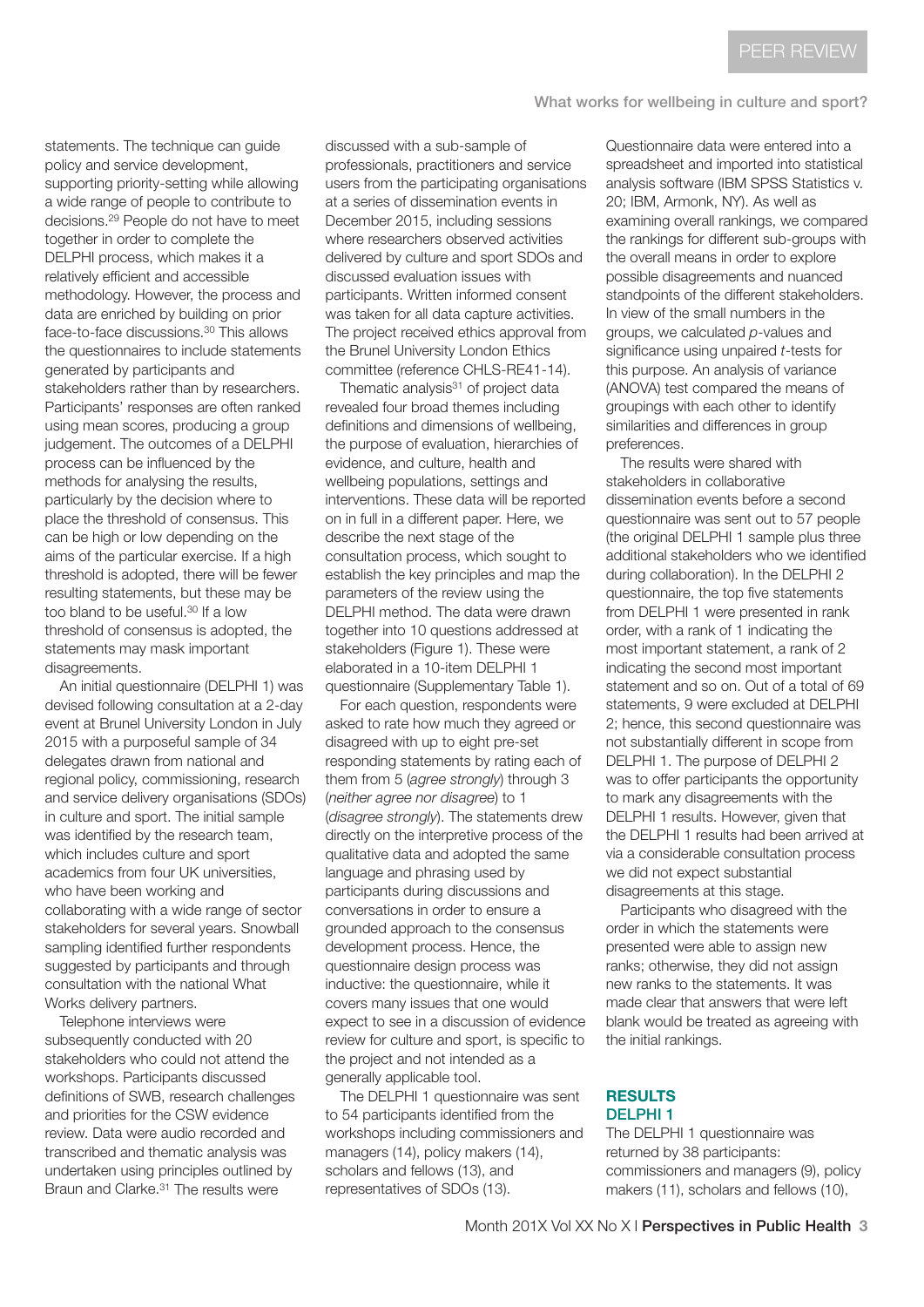statements. The technique can guide policy and service development, supporting priority-setting while allowing a wide range of people to contribute to decisions.[29] People do not have to meet together in order to complete the DELPHI process, which makes it a relatively efficient and accessible methodology. However, the process and data are enriched by building on prior face-to-face discussions.[30] This allows the questionnaires to include statements generated by participants and stakeholders rather than by researchers. Participants' responses are often ranked using mean scores, producing a group judgement. The outcomes of a DELPHI process can be influenced by the methods for analysing the results, particularly by the decision where to place the threshold of consensus. This can be high or low depending on the aims of the particular exercise. If a high threshold is adopted, there will be fewer resulting statements, but these may be too bland to be useful.[30] If a low threshold of consensus is adopted, the statements may mask important disagreements.

An initial questionnaire (DELPHI 1) was devised following consultation at a 2-day event at Brunel University London in July 2015 with a purposeful sample of 34 delegates drawn from national and regional policy, commissioning, research and service delivery organisations (SDOs) in culture and sport. The initial sample was identified by the research team, which includes culture and sport academics from four UK universities, who have been working and collaborating with a wide range of sector stakeholders for several years. Snowball sampling identified further respondents suggested by participants and through consultation with the national What Works delivery partners.

Telephone interviews were subsequently conducted with 20 stakeholders who could not attend the workshops. Participants discussed definitions of SWB, research challenges and priorities for the CSW evidence review. Data were audio recorded and transcribed and thematic analysis was undertaken using principles outlined by Braun and Clarke.[31] The results were discussed with a sub-sample of professionals, practitioners and service users from the participating organisations at a series of dissemination events in December 2015, including sessions where researchers observed activities delivered by culture and sport SDOs and discussed evaluation issues with participants. Written informed consent was taken for all data capture activities. The project received ethics approval from the Brunel University London Ethics committee (reference CHLS-RE41-14).

Thematic analysis[31] of project data revealed four broad themes including definitions and dimensions of wellbeing, the purpose of evaluation, hierarchies of evidence, and culture, health and wellbeing populations, settings and interventions. These data will be reported on in full in a different paper. Here, we describe the next stage of the consultation process, which sought to establish the key principles and map the parameters of the review using the DELPHI method. The data were drawn together into 10 questions addressed at stakeholders (Figure 1). These were elaborated in a 10-item DELPHI 1 questionnaire (Supplementary Table 1).

For each question, respondents were asked to rate how much they agreed or disagreed with up to eight pre-set responding statements by rating each of them from 5 (*agree strongly*) through 3 (*neither agree nor disagree*) to 1 (*disagree strongly*). The statements drew directly on the interpretive process of the qualitative data and adopted the same language and phrasing used by participants during discussions and conversations in order to ensure a grounded approach to the consensus development process. Hence, the questionnaire design process was inductive: the questionnaire, while it covers many issues that one would expect to see in a discussion of evidence review for culture and sport, is specific to the project and not intended as a generally applicable tool.

The DELPHI 1 questionnaire was sent to 54 participants identified from the workshops including commissioners and managers (14), policy makers (14), scholars and fellows (13), and representatives of SDOs (13).

Questionnaire data were entered into a spreadsheet and imported into statistical analysis software (IBM SPSS Statistics v. 20; IBM, Armonk, NY). As well as examining overall rankings, we compared the rankings for different sub-groups with the overall means in order to explore possible disagreements and nuanced standpoints of the different stakeholders. In view of the small numbers in the groups, we calculated $p$-values and significance using unpaired $t$-tests for this purpose. An analysis of variance (ANOVA) test compared the means of groupings with each other to identify similarities and differences in group preferences.

The results were shared with stakeholders in collaborative dissemination events before a second questionnaire was sent out to 57 people (the original DELPHI 1 sample plus three additional stakeholders who we identified during collaboration). In the DELPHI 2 questionnaire, the top five statements from DELPHI 1 were presented in rank order, with a rank of 1 indicating the most important statement, a rank of 2 indicating the second most important statement and so on. Out of a total of 69 statements, 9 were excluded at DELPHI 2; hence, this second questionnaire was not substantially different in scope from DELPHI 1. The purpose of DELPHI 2 was to offer participants the opportunity to mark any disagreements with the DELPHI 1 results. However, given that the DELPHI 1 results had been arrived at via a considerable consultation process we did not expect substantial disagreements at this stage.

Participants who disagreed with the order in which the statements were presented were able to assign new ranks; otherwise, they did not assign new ranks to the statements. It was made clear that answers that were left blank would be treated as agreeing with the initial rankings.

## RESULTS

### DELPHI 1

The DELPHI 1 questionnaire was returned by 38 participants: commissioners and managers (9), policy makers (11), scholars and fellows (10),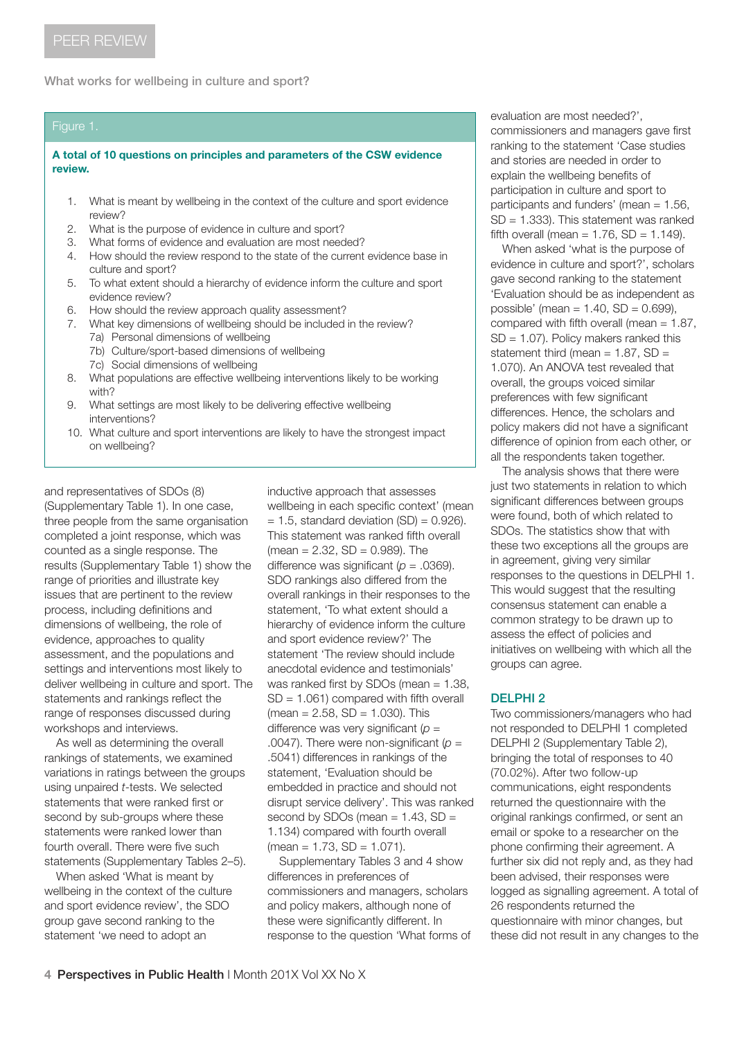Figure 1.

**A total of 10 questions on principles and parameters of the CSW evidence review.**

1. What is meant by wellbeing in the context of the culture and sport evidence review?
2. What is the purpose of evidence in culture and sport?
3. What forms of evidence and evaluation are most needed?
4. How should the review respond to the state of the current evidence base in culture and sport?
5. To what extent should a hierarchy of evidence inform the culture and sport evidence review?
6. How should the review approach quality assessment?
7. What key dimensions of wellbeing should be included in the review?
   - 7a) Personal dimensions of wellbeing
   - 7b) Culture/sport-based dimensions of wellbeing
   - 7c) Social dimensions of wellbeing
8. What populations are effective wellbeing interventions likely to be working with?
9. What settings are most likely to be delivering effective wellbeing interventions?
10. What culture and sport interventions are likely to have the strongest impact on wellbeing?

and representatives of SDOs (8) (Supplementary Table 1). In one case, three people from the same organisation completed a joint response, which was counted as a single response. The results (Supplementary Table 1) show the range of priorities and illustrate key issues that are pertinent to the review process, including definitions and dimensions of wellbeing, the role of evidence, approaches to quality assessment, and the populations and settings and interventions most likely to deliver wellbeing in culture and sport. The statements and rankings reflect the range of responses discussed during workshops and interviews.

As well as determining the overall rankings of statements, we examined variations in ratings between the groups using unpaired *t*-tests. We selected statements that were ranked first or second by sub-groups where these statements were ranked lower than fourth overall. There were five such statements (Supplementary Tables 2–5).

When asked 'What is meant by wellbeing in the context of the culture and sport evidence review', the SDO group gave second ranking to the statement 'we need to adopt an inductive approach that assesses wellbeing in each specific context' (mean = 1.5, standard deviation (SD) = 0.926). This statement was ranked fifth overall (mean = 2.32, SD = 0.989). The difference was significant ($p$ = .0369). SDO rankings also differed from the overall rankings in their responses to the statement, 'To what extent should a hierarchy of evidence inform the culture and sport evidence review?' The statement 'The review should include anecdotal evidence and testimonials' was ranked first by SDOs (mean = 1.38, SD = 1.061) compared with fifth overall (mean = 2.58, SD = 1.030). This difference was very significant ($p$ = .0047). There were non-significant ($p$ = .5041) differences in rankings of the statement, 'Evaluation should be embedded in practice and should not disrupt service delivery'. This was ranked second by SDOs (mean = 1.43, SD = 1.134) compared with fourth overall (mean = 1.73, SD = 1.071).

Supplementary Tables 3 and 4 show differences in preferences of commissioners and managers, scholars and policy makers, although none of these were significantly different. In response to the question 'What forms of evaluation are most needed?', commissioners and managers gave first ranking to the statement 'Case studies and stories are needed in order to explain the wellbeing benefits of participation in culture and sport to participants and funders' (mean = 1.56, SD = 1.333). This statement was ranked fifth overall (mean = 1.76, SD = 1.149).

When asked 'what is the purpose of evidence in culture and sport?', scholars gave second ranking to the statement 'Evaluation should be as independent as possible' (mean = 1.40, SD = 0.699), compared with fifth overall (mean = 1.87, SD = 1.07). Policy makers ranked this statement third (mean = 1.87, SD = 1.070). An ANOVA test revealed that overall, the groups voiced similar preferences with few significant differences. Hence, the scholars and policy makers did not have a significant difference of opinion from each other, or all the respondents taken together.

The analysis shows that there were just two statements in relation to which significant differences between groups were found, both of which related to SDOs. The statistics show that with these two exceptions all the groups are in agreement, giving very similar responses to the questions in DELPHI 1. This would suggest that the resulting consensus statement can enable a common strategy to be drawn up to assess the effect of policies and initiatives on wellbeing with which all the groups can agree.

## DELPHI 2

Two commissioners/managers who had not responded to DELPHI 1 completed DELPHI 2 (Supplementary Table 2), bringing the total of responses to 40 (70.02%). After two follow-up communications, eight respondents returned the questionnaire with the original rankings confirmed, or sent an email or spoke to a researcher on the phone confirming their agreement. A further six did not reply and, as they had been advised, their responses were logged as signalling agreement. A total of 26 respondents returned the questionnaire with minor changes, but these did not result in any changes to the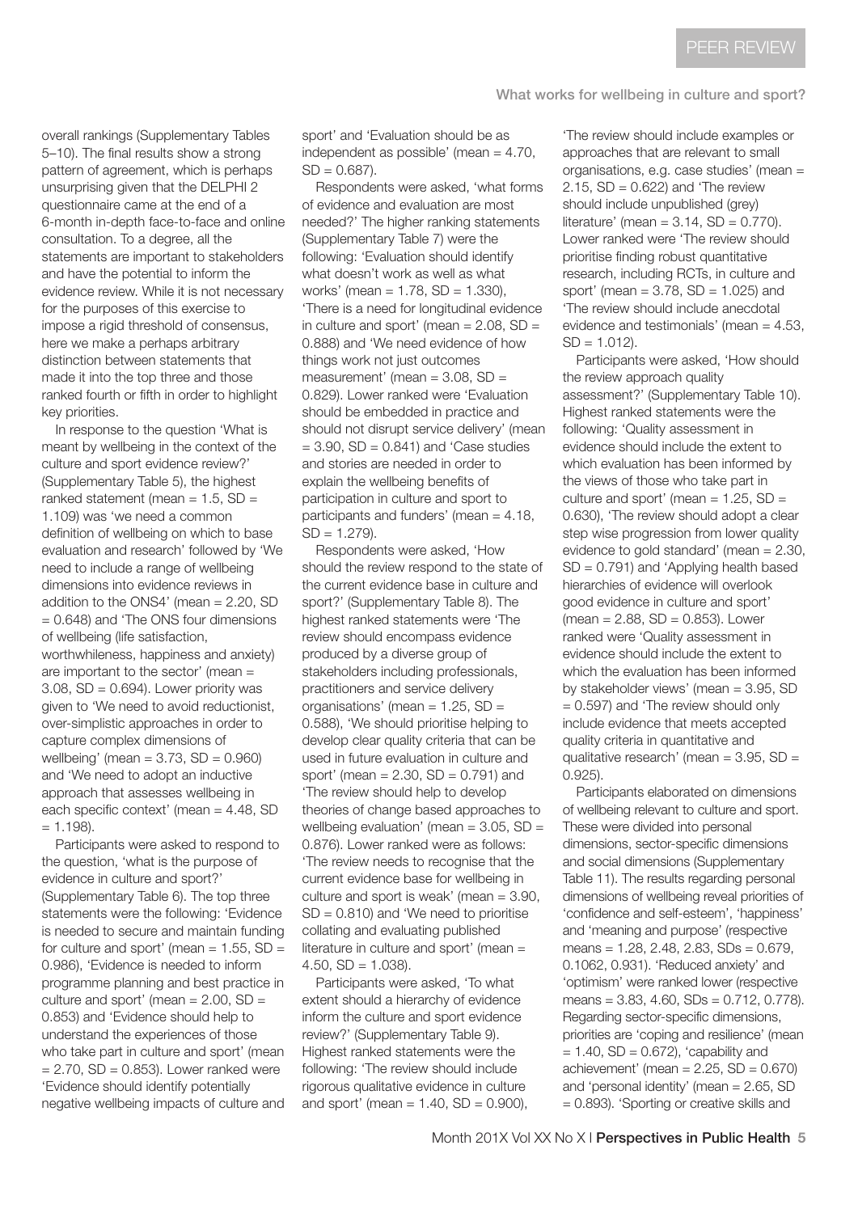overall rankings (Supplementary Tables 5–10). The final results show a strong pattern of agreement, which is perhaps unsurprising given that the DELPHI 2 questionnaire came at the end of a 6-month in-depth face-to-face and online consultation. To a degree, all the statements are important to stakeholders and have the potential to inform the evidence review. While it is not necessary for the purposes of this exercise to impose a rigid threshold of consensus, here we make a perhaps arbitrary distinction between statements that made it into the top three and those ranked fourth or fifth in order to highlight key priorities.

In response to the question 'What is meant by wellbeing in the context of the culture and sport evidence review?' (Supplementary Table 5), the highest ranked statement (mean = 1.5, SD = 1.109) was 'we need a common definition of wellbeing on which to base evaluation and research' followed by 'We need to include a range of wellbeing dimensions into evidence reviews in addition to the ONS4' (mean = 2.20, SD = 0.648) and 'The ONS four dimensions of wellbeing (life satisfaction, worthwhileness, happiness and anxiety) are important to the sector' (mean = 3.08, SD = 0.694). Lower priority was given to 'We need to avoid reductionist, over-simplistic approaches in order to capture complex dimensions of wellbeing' (mean = 3.73, SD = 0.960) and 'We need to adopt an inductive approach that assesses wellbeing in each specific context' (mean = 4.48, SD = 1.198).

Participants were asked to respond to the question, 'what is the purpose of evidence in culture and sport?' (Supplementary Table 6). The top three statements were the following: 'Evidence is needed to secure and maintain funding for culture and sport' (mean = 1.55, SD = 0.986), 'Evidence is needed to inform programme planning and best practice in culture and sport' (mean = 2.00, SD = 0.853) and 'Evidence should help to understand the experiences of those who take part in culture and sport' (mean = 2.70, SD = 0.853). Lower ranked were 'Evidence should identify potentially negative wellbeing impacts of culture and sport' and 'Evaluation should be as independent as possible' (mean = 4.70, SD = 0.687).

Respondents were asked, 'what forms of evidence and evaluation are most needed?' The higher ranking statements (Supplementary Table 7) were the following: 'Evaluation should identify what doesn't work as well as what works' (mean = 1.78, SD = 1.330), 'There is a need for longitudinal evidence in culture and sport' (mean = 2.08, SD = 0.888) and 'We need evidence of how things work not just outcomes measurement' (mean = 3.08, SD = 0.829). Lower ranked were 'Evaluation should be embedded in practice and should not disrupt service delivery' (mean = 3.90, SD = 0.841) and 'Case studies and stories are needed in order to explain the wellbeing benefits of participation in culture and sport to participants and funders' (mean = 4.18, SD = 1.279).

Respondents were asked, 'How should the review respond to the state of the current evidence base in culture and sport?' (Supplementary Table 8). The highest ranked statements were 'The review should encompass evidence produced by a diverse group of stakeholders including professionals, practitioners and service delivery organisations' (mean = 1.25, SD = 0.588), 'We should prioritise helping to develop clear quality criteria that can be used in future evaluation in culture and sport' (mean = 2.30, SD = 0.791) and 'The review should help to develop theories of change based approaches to wellbeing evaluation' (mean = 3.05, SD = 0.876). Lower ranked were as follows: 'The review needs to recognise that the current evidence base for wellbeing in culture and sport is weak' (mean = 3.90, SD = 0.810) and 'We need to prioritise collating and evaluating published literature in culture and sport' (mean = 4.50, SD = 1.038).

Participants were asked, 'To what extent should a hierarchy of evidence inform the culture and sport evidence review?' (Supplementary Table 9). Highest ranked statements were the following: 'The review should include rigorous qualitative evidence in culture and sport' (mean = 1.40, SD = 0.900), 'The review should include examples or approaches that are relevant to small organisations, e.g. case studies' (mean = 2.15, SD = 0.622) and 'The review should include unpublished (grey) literature' (mean = 3.14, SD = 0.770). Lower ranked were 'The review should prioritise finding robust quantitative research, including RCTs, in culture and sport' (mean = 3.78, SD = 1.025) and 'The review should include anecdotal evidence and testimonials' (mean = 4.53, SD = 1.012).

Participants were asked, 'How should the review approach quality assessment?' (Supplementary Table 10). Highest ranked statements were the following: 'Quality assessment in evidence should include the extent to which evaluation has been informed by the views of those who take part in culture and sport' (mean = 1.25, SD = 0.630), 'The review should adopt a clear step wise progression from lower quality evidence to gold standard' (mean = 2.30, SD = 0.791) and 'Applying health based hierarchies of evidence will overlook good evidence in culture and sport' (mean = 2.88, SD = 0.853). Lower ranked were 'Quality assessment in evidence should include the extent to which the evaluation has been informed by stakeholder views' (mean = 3.95, SD = 0.597) and 'The review should only include evidence that meets accepted quality criteria in quantitative and qualitative research' (mean = 3.95, SD = 0.925).

Participants elaborated on dimensions of wellbeing relevant to culture and sport. These were divided into personal dimensions, sector-specific dimensions and social dimensions (Supplementary Table 11). The results regarding personal dimensions of wellbeing reveal priorities of 'confidence and self-esteem', 'happiness' and 'meaning and purpose' (respective means = 1.28, 2.48, 2.83, SDs = 0.679, 0.1062, 0.931). 'Reduced anxiety' and 'optimism' were ranked lower (respective means = 3.83, 4.60, SDs = 0.712, 0.778). Regarding sector-specific dimensions, priorities are 'coping and resilience' (mean = 1.40, SD = 0.672), 'capability and achievement' (mean = 2.25, SD = 0.670) and 'personal identity' (mean = 2.65, SD = 0.893). 'Sporting or creative skills and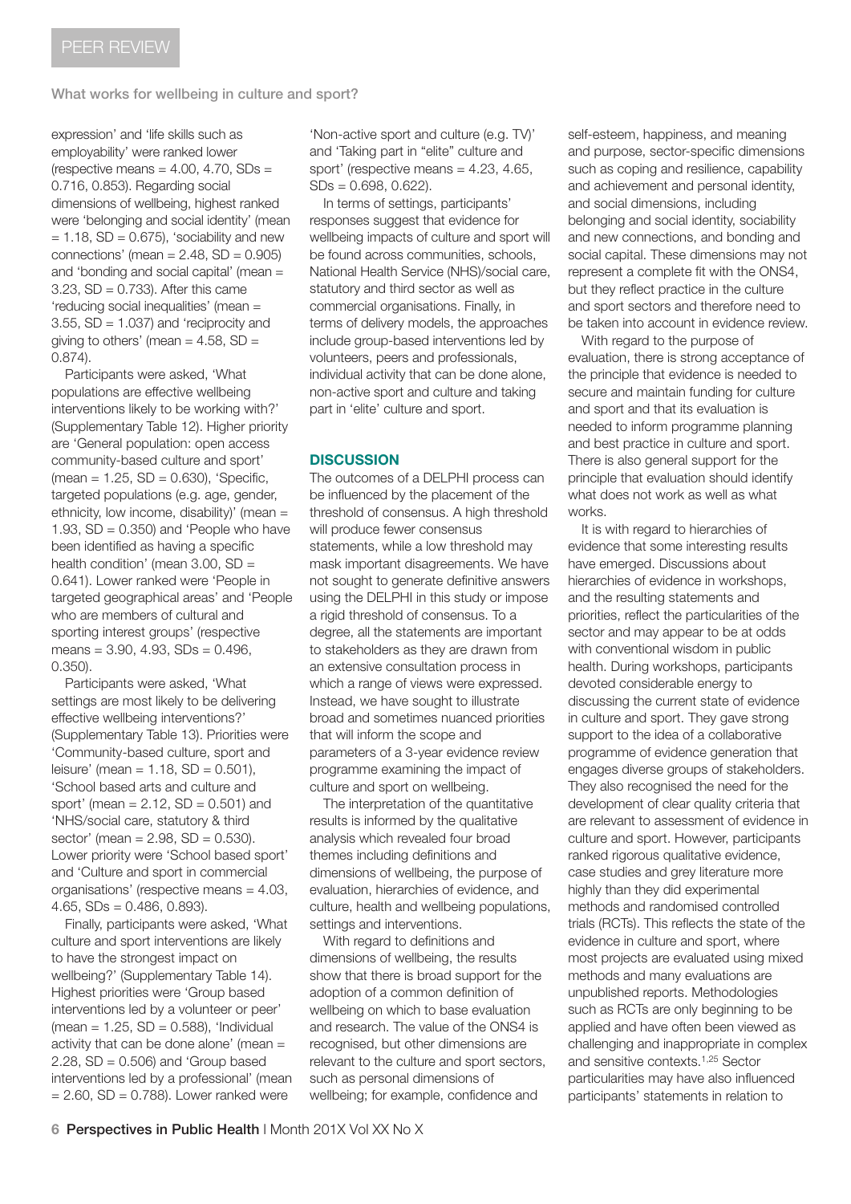expression' and 'life skills such as employability' were ranked lower (respective means = 4.00, 4.70, SDs = 0.716, 0.853). Regarding social dimensions of wellbeing, highest ranked were 'belonging and social identity' (mean = 1.18, SD = 0.675), 'sociability and new connections' (mean = 2.48, SD = 0.905) and 'bonding and social capital' (mean = 3.23, SD = 0.733). After this came 'reducing social inequalities' (mean = 3.55, SD = 1.037) and 'reciprocity and giving to others' (mean = 4.58, SD = 0.874).

Participants were asked, 'What populations are effective wellbeing interventions likely to be working with?' (Supplementary Table 12). Higher priority are 'General population: open access community-based culture and sport' (mean = 1.25, SD = 0.630), 'Specific, targeted populations (e.g. age, gender, ethnicity, low income, disability)' (mean = 1.93, SD = 0.350) and 'People who have been identified as having a specific health condition' (mean 3.00, SD = 0.641). Lower ranked were 'People in targeted geographical areas' and 'People who are members of cultural and sporting interest groups' (respective means = 3.90, 4.93, SDs = 0.496, 0.350).

Participants were asked, 'What settings are most likely to be delivering effective wellbeing interventions?' (Supplementary Table 13). Priorities were 'Community-based culture, sport and leisure' (mean = 1.18, SD = 0.501), 'School based arts and culture and sport' (mean = 2.12, SD = 0.501) and 'NHS/social care, statutory & third sector' (mean = 2.98, SD = 0.530). Lower priority were 'School based sport' and 'Culture and sport in commercial organisations' (respective means = 4.03, 4.65, SDs = 0.486, 0.893).

Finally, participants were asked, 'What culture and sport interventions are likely to have the strongest impact on wellbeing?' (Supplementary Table 14). Highest priorities were 'Group based interventions led by a volunteer or peer' (mean = 1.25, SD = 0.588), 'Individual activity that can be done alone' (mean = 2.28, SD = 0.506) and 'Group based interventions led by a professional' (mean = 2.60, SD = 0.788). Lower ranked were 'Non-active sport and culture (e.g. TV)' and 'Taking part in "elite" culture and sport' (respective means = 4.23, 4.65, SDs = 0.698, 0.622).

In terms of settings, participants' responses suggest that evidence for wellbeing impacts of culture and sport will be found across communities, schools, National Health Service (NHS)/social care, statutory and third sector as well as commercial organisations. Finally, in terms of delivery models, the approaches include group-based interventions led by volunteers, peers and professionals, individual activity that can be done alone, non-active sport and culture and taking part in 'elite' culture and sport.

## DISCUSSION

The outcomes of a DELPHI process can be influenced by the placement of the threshold of consensus. A high threshold will produce fewer consensus statements, while a low threshold may mask important disagreements. We have not sought to generate definitive answers using the DELPHI in this study or impose a rigid threshold of consensus. To a degree, all the statements are important to stakeholders as they are drawn from an extensive consultation process in which a range of views were expressed. Instead, we have sought to illustrate broad and sometimes nuanced priorities that will inform the scope and parameters of a 3-year evidence review programme examining the impact of culture and sport on wellbeing.

The interpretation of the quantitative results is informed by the qualitative analysis which revealed four broad themes including definitions and dimensions of wellbeing, the purpose of evaluation, hierarchies of evidence, and culture, health and wellbeing populations, settings and interventions.

With regard to definitions and dimensions of wellbeing, the results show that there is broad support for the adoption of a common definition of wellbeing on which to base evaluation and research. The value of the ONS4 is recognised, but other dimensions are relevant to the culture and sport sectors, such as personal dimensions of wellbeing; for example, confidence and self-esteem, happiness, and meaning and purpose, sector-specific dimensions such as coping and resilience, capability and achievement and personal identity, and social dimensions, including belonging and social identity, sociability and new connections, and bonding and social capital. These dimensions may not represent a complete fit with the ONS4, but they reflect practice in the culture and sport sectors and therefore need to be taken into account in evidence review.

With regard to the purpose of evaluation, there is strong acceptance of the principle that evidence is needed to secure and maintain funding for culture and sport and that its evaluation is needed to inform programme planning and best practice in culture and sport. There is also general support for the principle that evaluation should identify what does not work as well as what works.

It is with regard to hierarchies of evidence that some interesting results have emerged. Discussions about hierarchies of evidence in workshops, and the resulting statements and priorities, reflect the particularities of the sector and may appear to be at odds with conventional wisdom in public health. During workshops, participants devoted considerable energy to discussing the current state of evidence in culture and sport. They gave strong support to the idea of a collaborative programme of evidence generation that engages diverse groups of stakeholders. They also recognised the need for the development of clear quality criteria that are relevant to assessment of evidence in culture and sport. However, participants ranked rigorous qualitative evidence, case studies and grey literature more highly than they did experimental methods and randomised controlled trials (RCTs). This reflects the state of the evidence in culture and sport, where most projects are evaluated using mixed methods and many evaluations are unpublished reports. Methodologies such as RCTs are only beginning to be applied and have often been viewed as challenging and inappropriate in complex and sensitive contexts.[1,25] Sector particularities may have also influenced participants' statements in relation to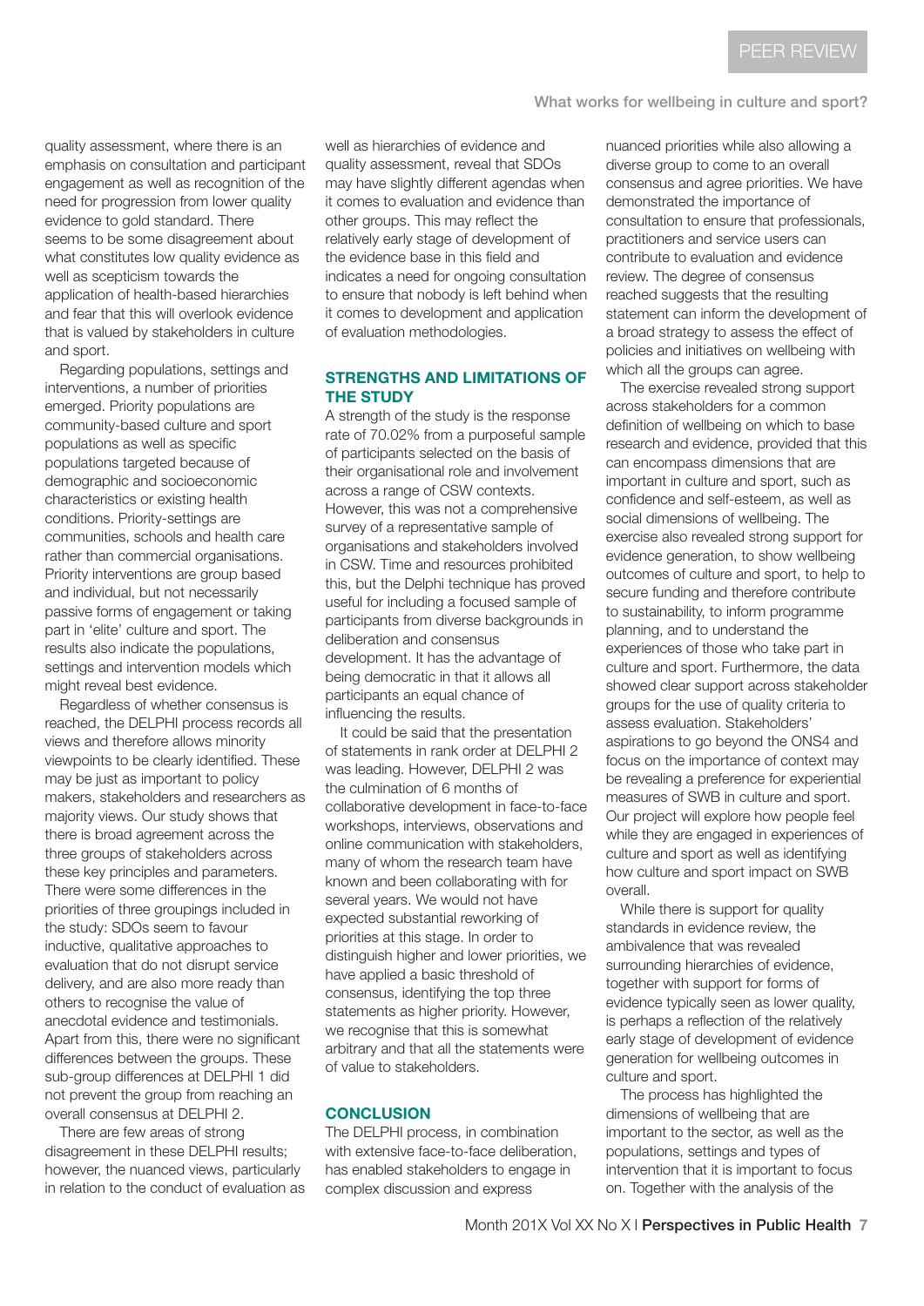quality assessment, where there is an emphasis on consultation and participant engagement as well as recognition of the need for progression from lower quality evidence to gold standard. There seems to be some disagreement about what constitutes low quality evidence as well as scepticism towards the application of health-based hierarchies and fear that this will overlook evidence that is valued by stakeholders in culture and sport.

Regarding populations, settings and interventions, a number of priorities emerged. Priority populations are community-based culture and sport populations as well as specific populations targeted because of demographic and socioeconomic characteristics or existing health conditions. Priority-settings are communities, schools and health care rather than commercial organisations. Priority interventions are group based and individual, but not necessarily passive forms of engagement or taking part in 'elite' culture and sport. The results also indicate the populations, settings and intervention models which might reveal best evidence.

Regardless of whether consensus is reached, the DELPHI process records all views and therefore allows minority viewpoints to be clearly identified. These may be just as important to policy makers, stakeholders and researchers as majority views. Our study shows that there is broad agreement across the three groups of stakeholders across these key principles and parameters. There were some differences in the priorities of three groupings included in the study: SDOs seem to favour inductive, qualitative approaches to evaluation that do not disrupt service delivery, and are also more ready than others to recognise the value of anecdotal evidence and testimonials. Apart from this, there were no significant differences between the groups. These sub-group differences at DELPHI 1 did not prevent the group from reaching an overall consensus at DELPHI 2.

There are few areas of strong disagreement in these DELPHI results; however, the nuanced views, particularly in relation to the conduct of evaluation as well as hierarchies of evidence and quality assessment, reveal that SDOs may have slightly different agendas when it comes to evaluation and evidence than other groups. This may reflect the relatively early stage of development of the evidence base in this field and indicates a need for ongoing consultation to ensure that nobody is left behind when it comes to development and application of evaluation methodologies.

## STRENGTHS AND LIMITATIONS OF THE STUDY

A strength of the study is the response rate of 70.02% from a purposeful sample of participants selected on the basis of their organisational role and involvement across a range of CSW contexts. However, this was not a comprehensive survey of a representative sample of organisations and stakeholders involved in CSW. Time and resources prohibited this, but the Delphi technique has proved useful for including a focused sample of participants from diverse backgrounds in deliberation and consensus development. It has the advantage of being democratic in that it allows all participants an equal chance of influencing the results.

It could be said that the presentation of statements in rank order at DELPHI 2 was leading. However, DELPHI 2 was the culmination of 6 months of collaborative development in face-to-face workshops, interviews, observations and online communication with stakeholders, many of whom the research team have known and been collaborating with for several years. We would not have expected substantial reworking of priorities at this stage. In order to distinguish higher and lower priorities, we have applied a basic threshold of consensus, identifying the top three statements as higher priority. However, we recognise that this is somewhat arbitrary and that all the statements were of value to stakeholders.

## CONCLUSION

The DELPHI process, in combination with extensive face-to-face deliberation, has enabled stakeholders to engage in complex discussion and express nuanced priorities while also allowing a diverse group to come to an overall consensus and agree priorities. We have demonstrated the importance of consultation to ensure that professionals, practitioners and service users can contribute to evaluation and evidence review. The degree of consensus reached suggests that the resulting statement can inform the development of a broad strategy to assess the effect of policies and initiatives on wellbeing with which all the groups can agree.

The exercise revealed strong support across stakeholders for a common definition of wellbeing on which to base research and evidence, provided that this can encompass dimensions that are important in culture and sport, such as confidence and self-esteem, as well as social dimensions of wellbeing. The exercise also revealed strong support for evidence generation, to show wellbeing outcomes of culture and sport, to help to secure funding and therefore contribute to sustainability, to inform programme planning, and to understand the experiences of those who take part in culture and sport. Furthermore, the data showed clear support across stakeholder groups for the use of quality criteria to assess evaluation. Stakeholders' aspirations to go beyond the ONS4 and focus on the importance of context may be revealing a preference for experiential measures of SWB in culture and sport. Our project will explore how people feel while they are engaged in experiences of culture and sport as well as identifying how culture and sport impact on SWB overall.

While there is support for quality standards in evidence review, the ambivalence that was revealed surrounding hierarchies of evidence, together with support for forms of evidence typically seen as lower quality, is perhaps a reflection of the relatively early stage of development of evidence generation for wellbeing outcomes in culture and sport.

The process has highlighted the dimensions of wellbeing that are important to the sector, as well as the populations, settings and types of intervention that it is important to focus on. Together with the analysis of the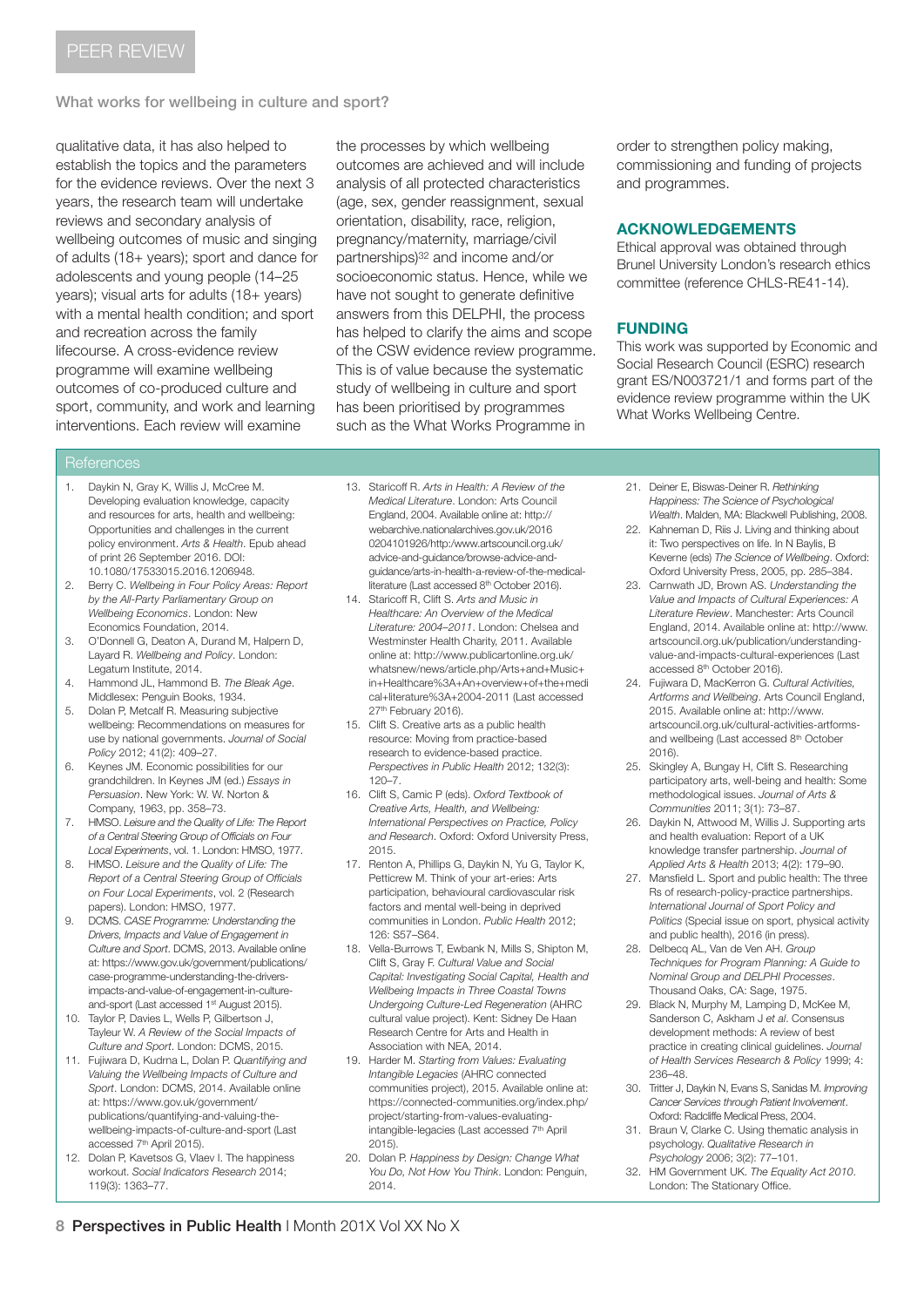qualitative data, it has also helped to establish the topics and the parameters for the evidence reviews. Over the next 3 years, the research team will undertake reviews and secondary analysis of wellbeing outcomes of music and singing of adults (18+ years); sport and dance for adolescents and young people (14–25 years); visual arts for adults (18+ years) with a mental health condition; and sport and recreation across the family lifecourse. A cross-evidence review programme will examine wellbeing outcomes of co-produced culture and sport, community, and work and learning interventions. Each review will examine the processes by which wellbeing outcomes are achieved and will include analysis of all protected characteristics (age, sex, gender reassignment, sexual orientation, disability, race, religion, pregnancy/maternity, marriage/civil partnerships)[32] and income and/or socioeconomic status. Hence, while we have not sought to generate definitive answers from this DELPHI, the process has helped to clarify the aims and scope of the CSW evidence review programme. This is of value because the systematic study of wellbeing in culture and sport has been prioritised by programmes such as the What Works Programme in order to strengthen policy making, commissioning and funding of projects and programmes.

## ACKNOWLEDGEMENTS

Ethical approval was obtained through Brunel University London's research ethics committee (reference CHLS-RE41-14).

## FUNDING

This work was supported by Economic and Social Research Council (ESRC) research grant ES/N003721/1 and forms part of the evidence review programme within the UK What Works Wellbeing Centre.

## References

1. Daykin N, Gray K, Willis J, McCree M. Developing evaluation knowledge, capacity and resources for arts, health and wellbeing: Opportunities and challenges in the current policy environment. *Arts & Health*. Epub ahead of print 26 September 2016. DOI: 10.1080/17533015.2016.1206948.
2. Berry C. *Wellbeing in Four Policy Areas: Report by the All-Party Parliamentary Group on Wellbeing Economics*. London: New Economics Foundation, 2014.
3. O'Donnell G, Deaton A, Durand M, Halpern D, Layard R. *Wellbeing and Policy*. London: Legatum Institute, 2014.
4. Hammond JL, Hammond B. *The Bleak Age*. Middlesex: Penguin Books, 1934.
5. Dolan P, Metcalf R. Measuring subjective wellbeing: Recommendations on measures for use by national governments. *Journal of Social Policy* 2012; 41(2): 409–27.
6. Keynes JM. Economic possibilities for our grandchildren. In Keynes JM (ed.) *Essays in Persuasion*. New York: W. W. Norton & Company, 1963, pp. 358–73.
7. HMSO. *Leisure and the Quality of Life: The Report of a Central Steering Group of Officials on Four Local Experiments*, vol. 1. London: HMSO, 1977.
8. HMSO. *Leisure and the Quality of Life: The Report of a Central Steering Group of Officials on Four Local Experiments*, vol. 2 (Research papers). London: HMSO, 1977.
9. DCMS. *CASE Programme: Understanding the Drivers, Impacts and Value of Engagement in Culture and Sport*. DCMS, 2013. Available online at: https://www.gov.uk/government/publications/case-programme-understanding-the-drivers-impacts-and-value-of-engagement-in-culture-and-sport (Last accessed 1st August 2015).
10. Taylor P, Davies L, Wells P, Gilbertson J, Tayleur W. *A Review of the Social Impacts of Culture and Sport*. London: DCMS, 2015.
11. Fujiwara D, Kudrna L, Dolan P. *Quantifying and Valuing the Wellbeing Impacts of Culture and Sport*. London: DCMS, 2014. Available online at: https://www.gov.uk/government/publications/quantifying-and-valuing-the-wellbeing-impacts-of-culture-and-sport (Last accessed 7th August 2015).
12. Dolan P, Kavetsos G, Vlaev I. The happiness workout. *Social Indicators Research* 2014; 119(3): 1363–77.
13. Staricoff R. *Arts in Health: A Review of the Medical Literature*. London: Arts Council England, 2004. Available online at: http://webarchive.nationalarchives.gov.uk/20160204101926/http:/www.artscouncil.org.uk/advice-and-guidance/browse-advice-and-guidance/arts-in-health-a-review-of-the-medical-literature (Last accessed 8th October 2016).
14. Staricoff R, Clift S. *Arts and Music in Healthcare: An Overview of the Medical Literature: 2004–2011*. London: Chelsea and Westminster Health Charity, 2011. Available online at: http://www.publicartonline.org.uk/whatsnew/news/article.php/Arts+and+Music+in+Healthcare%3A+An+overview+of+the+medical+literature%3A+2004-2011 (Last accessed 27th February 2016).
15. Clift S. Creative arts as a public health resource: Moving from practice-based research to evidence-based practice. *Perspectives in Public Health* 2012; 132(3): 120–7.
16. Clift S, Camic P (eds). *Oxford Textbook of Creative Arts, Health, and Wellbeing: International Perspectives on Practice, Policy and Research*. Oxford: Oxford University Press, 2015.
17. Renton A, Phillips G, Daykin N, Yu G, Taylor K, Petticrew M. Think of your art-eries: Arts participation, behavioural cardiovascular risk factors and mental well-being in deprived communities in London. *Public Health* 2012; 126: S57–S64.
18. Vella-Burrows T, Ewbank N, Mills S, Shipton M, Clift S, Gray F. *Cultural Value and Social Capital: Investigating Social Capital, Health and Wellbeing Impacts in Three Coastal Towns Undergoing Culture-Led Regeneration* (AHRC cultural value project). Kent: Sidney De Haan Research Centre for Arts and Health in Association with NEA, 2014.
19. Harder M. *Starting from Values: Evaluating Intangible Legacies* (AHRC connected communities project), 2015. Available online at: https://connected-communities.org/index.php/project/starting-from-values-evaluating-intangible-legacies (Last accessed 7th April 2015).
20. Dolan P. *Happiness by Design: Change What You Do, Not How You Think*. London: Penguin, 2014.
21. Deiner E, Biswas-Deiner R. *Rethinking Happiness: The Science of Psychological Wealth*. Malden, MA: Blackwell Publishing, 2008.
22. Kahneman D, Riis J. Living and thinking about it: Two perspectives on life. In N Baylis, B Keverne (eds) *The Science of Wellbeing*. Oxford: Oxford University Press, 2005, pp. 285–384.
23. Carnwath JD, Brown AS. *Understanding the Value and Impacts of Cultural Experiences: A Literature Review*. Manchester: Arts Council England, 2014. Available online at: http://www.artscouncil.org.uk/publication/understanding-value-and-impacts-cultural-experiences (Last accessed 8th October 2016).
24. Fujiwara D, MacKerron G. *Cultural Activities, Artforms and Wellbeing*. Arts Council England, 2015. Available online at: http://www.artscouncil.org.uk/cultural-activities-artforms-and wellbeing (Last accessed 8th October 2016).
25. Skingley A, Bungay H, Clift S. Researching participatory arts, well-being and health: Some methodological issues. *Journal of Arts & Communities* 2011; 3(1): 73–87.
26. Daykin N, Attwood M, Willis J. Supporting arts and health evaluation: Report of a UK knowledge transfer partnership. *Journal of Applied Arts & Health* 2013; 4(2): 179–90.
27. Mansfield L. Sport and public health: The three Rs of research-policy-practice partnerships. *International Journal of Sport Policy and Politics* (Special issue on sport, physical activity and public health), 2016 (in press).
28. Delbecq AL, Van de Ven AH. *Group Techniques for Program Planning: A Guide to Nominal Group and DELPHI Processes*. Thousand Oaks, CA: Sage, 1975.
29. Black N, Murphy M, Lamping D, McKee M, Sanderson C, Askham J *et al*. Consensus development methods: A review of best practice in creating clinical guidelines. *Journal of Health Services Research & Policy* 1999; 4: 236–48.
30. Tritter J, Daykin N, Evans S, Sanidas M. *Improving Cancer Services through Patient Involvement*. Oxford: Radcliffe Medical Press, 2004.
31. Braun V, Clarke C. Using thematic analysis in psychology. *Qualitative Research in Psychology* 2006; 3(2): 77–101.
32. HM Government UK. *The Equality Act 2010*. London: The Stationary Office.